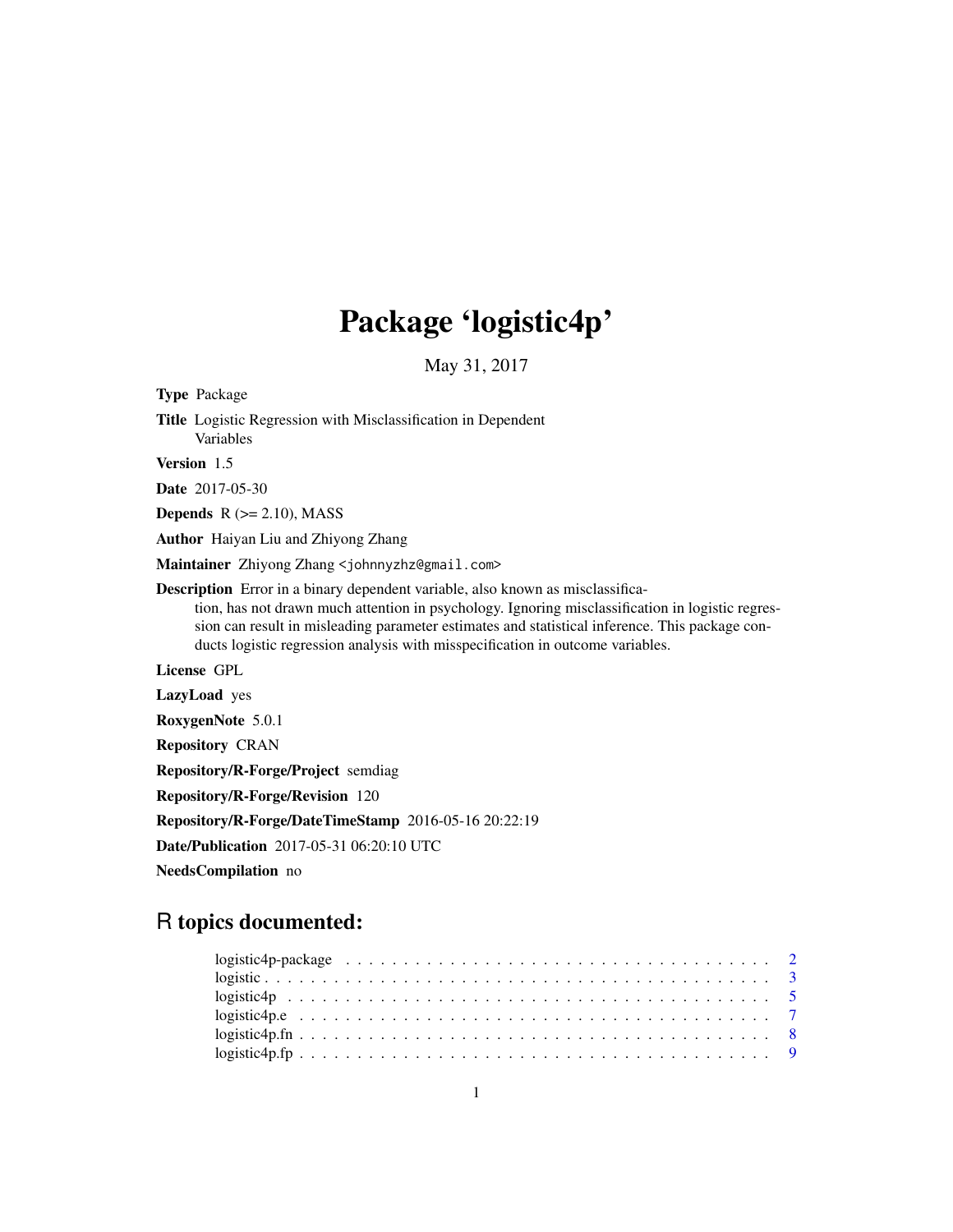# Package 'logistic4p'

May 31, 2017

**Type** Package

**Title** Logistic Regression with Misclassification in Dependent Variables

**Version** 1.5

**Date** 2017-05-30

**Depends** R (>= 2.10), MASS

**Author** Haiyan Liu and Zhiyong Zhang

**Maintainer** Zhiyong Zhang <johnnyzhz@gmail.com>

**Description** Error in a binary dependent variable, also known as misclassification, has not drawn much attention in psychology. Ignoring misclassification in logistic regression can result in misleading parameter estimates and statistical inference. This package conducts logistic regression analysis with misspecification in outcome variables.

**License** GPL

**LazyLoad** yes

**RoxygenNote** 5.0.1

**Repository** CRAN

**Repository/R-Forge/Project** semdiag

**Repository/R-Forge/Revision** 120

**Repository/R-Forge/DateTimeStamp** 2016-05-16 20:22:19

**Date/Publication** 2017-05-31 06:20:10 UTC

**NeedsCompilation** no

## R topics documented:

- logistic4p-package . . . . . . . . . . . . . . . . . . . . . . . . . . . . . . . . . . . . 2
- logistic . . . . . . . . . . . . . . . . . . . . . . . . . . . . . . . . . . . . . . . . . 3
- logistic4p . . . . . . . . . . . . . . . . . . . . . . . . . . . . . . . . . . . . . . . 5
- logistic4p.e . . . . . . . . . . . . . . . . . . . . . . . . . . . . . . . . . . . . . . 7
- logistic4p.fn . . . . . . . . . . . . . . . . . . . . . . . . . . . . . . . . . . . . . 8
- logistic4p.fp . . . . . . . . . . . . . . . . . . . . . . . . . . . . . . . . . . . . . 9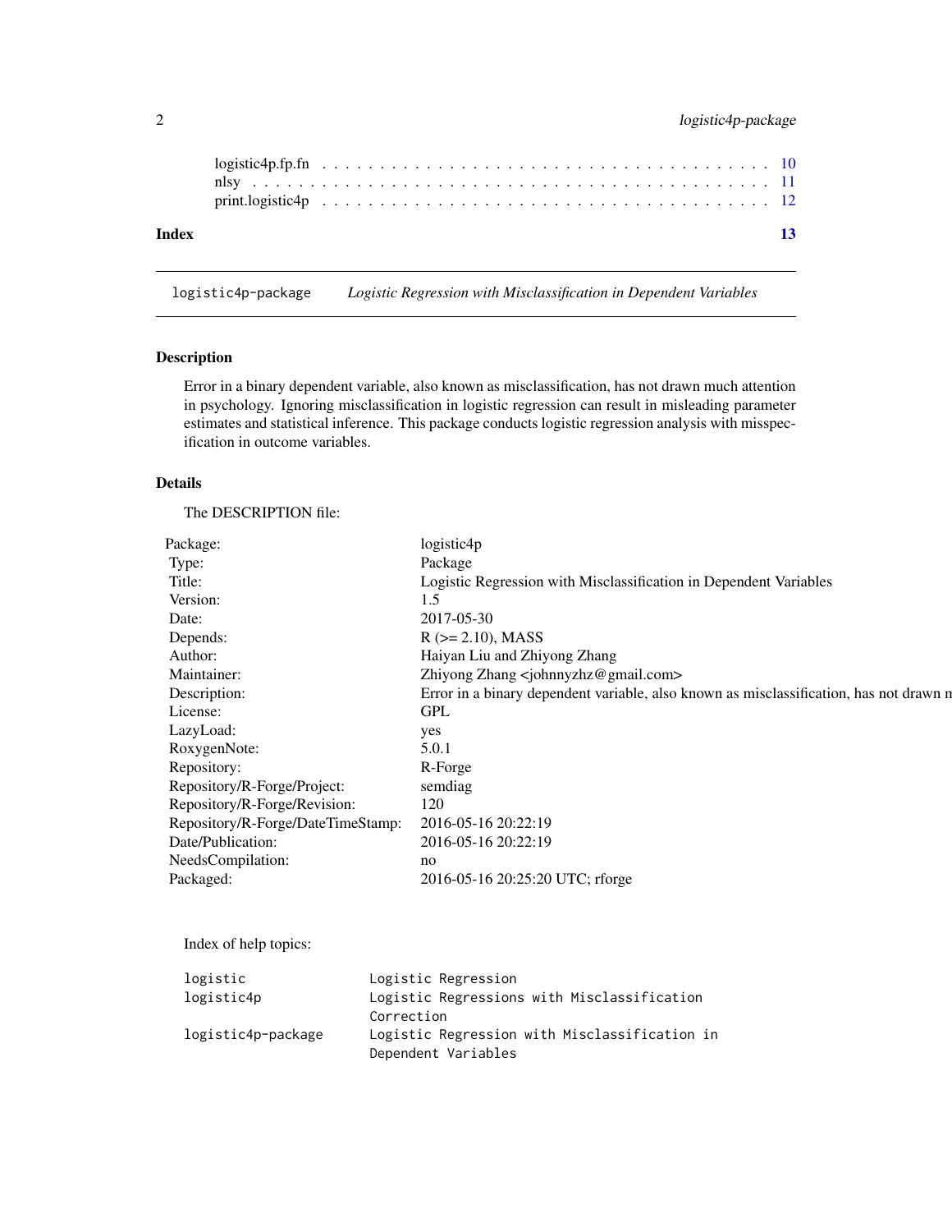logistic4p.fp.fn . . . . . . . . . . . . . . . . . . . . . . . . . . . . . . . . . . . . 10
nlsy . . . . . . . . . . . . . . . . . . . . . . . . . . . . . . . . . . . . . . . . . . 11
print.logistic4p . . . . . . . . . . . . . . . . . . . . . . . . . . . . . . . . . . . . 12

**Index** **13**

---

`logistic4p-package` *Logistic Regression with Misclassification in Dependent Variables*

---

## Description

Error in a binary dependent variable, also known as misclassification, has not drawn much attention in psychology. Ignoring misclassification in logistic regression can result in misleading parameter estimates and statistical inference. This package conducts logistic regression analysis with misspecification in outcome variables.

## Details

The DESCRIPTION file:

| | |
|---|---|
| Package: | logistic4p |
| Type: | Package |
| Title: | Logistic Regression with Misclassification in Dependent Variables |
| Version: | 1.5 |
| Date: | 2017-05-30 |
| Depends: | R (>= 2.10), MASS |
| Author: | Haiyan Liu and Zhiyong Zhang |
| Maintainer: | Zhiyong Zhang <johnnyzhz@gmail.com> |
| Description: | Error in a binary dependent variable, also known as misclassification, has not drawn n |
| License: | GPL |
| LazyLoad: | yes |
| RoxygenNote: | 5.0.1 |
| Repository: | R-Forge |
| Repository/R-Forge/Project: | semdiag |
| Repository/R-Forge/Revision: | 120 |
| Repository/R-Forge/DateTimeStamp: | 2016-05-16 20:22:19 |
| Date/Publication: | 2016-05-16 20:22:19 |
| NeedsCompilation: | no |
| Packaged: | 2016-05-16 20:25:20 UTC; rforge |

Index of help topics:

```
logistic                Logistic Regression
logistic4p              Logistic Regressions with Misclassification
                        Correction
logistic4p-package      Logistic Regression with Misclassification in
                        Dependent Variables
```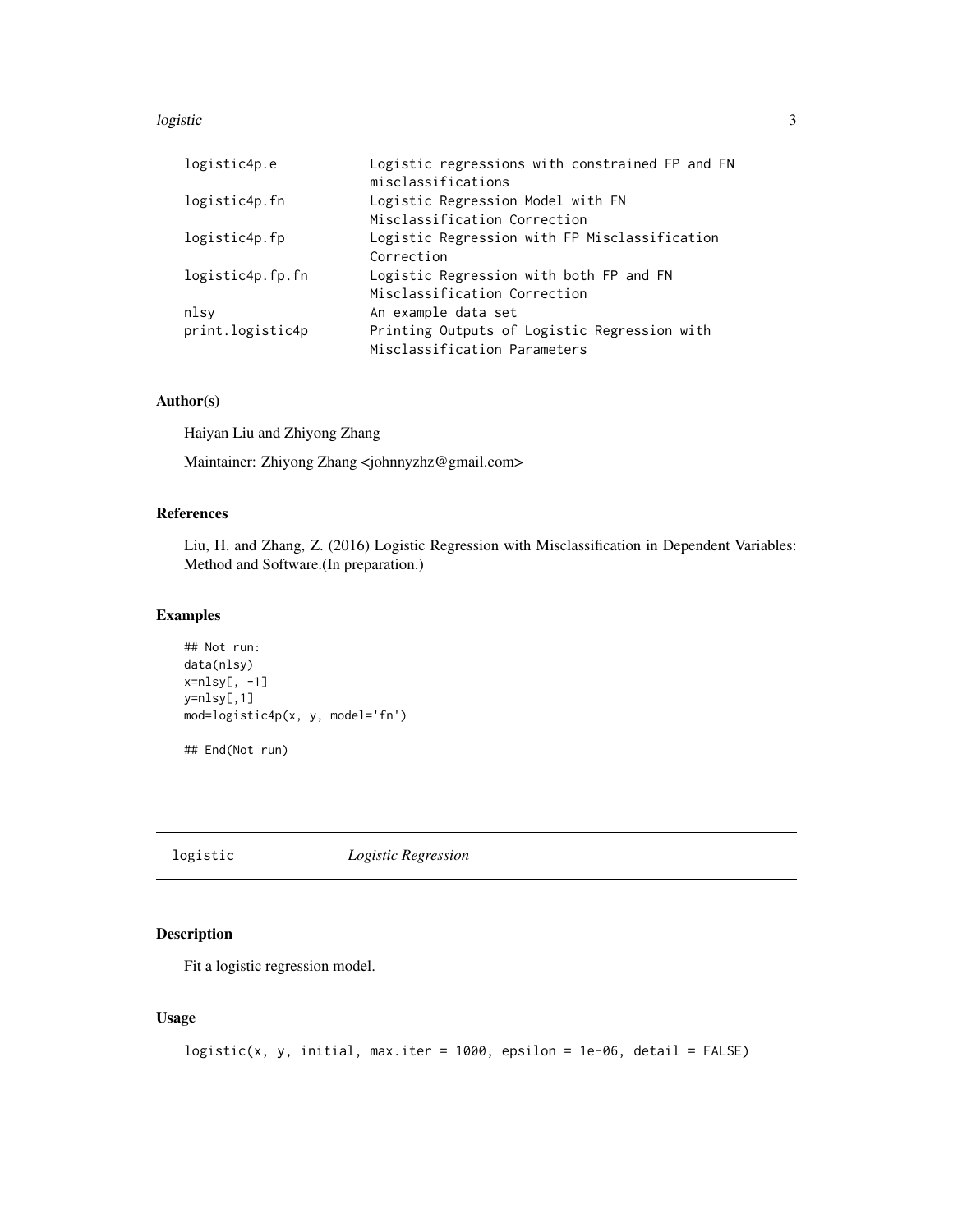| | |
|---|---|
| logistic4p.e | Logistic regressions with constrained FP and FN misclassifications |
| logistic4p.fn | Logistic Regression Model with FN Misclassification Correction |
| logistic4p.fp | Logistic Regression with FP Misclassification Correction |
| logistic4p.fp.fn | Logistic Regression with both FP and FN Misclassification Correction |
| nlsy | An example data set |
| print.logistic4p | Printing Outputs of Logistic Regression with Misclassification Parameters |

### Author(s)

Haiyan Liu and Zhiyong Zhang

Maintainer: Zhiyong Zhang <johnnyzhz@gmail.com>

### References

Liu, H. and Zhang, Z. (2016) Logistic Regression with Misclassification in Dependent Variables: Method and Software.(In preparation.)

### Examples

```
## Not run:
data(nlsy)
x=nlsy[, -1]
y=nlsy[,1]
mod=logistic4p(x, y, model='fn')

## End(Not run)
```

---

## logistic *Logistic Regression*

### Description

Fit a logistic regression model.

### Usage

```
logistic(x, y, initial, max.iter = 1000, epsilon = 1e-06, detail = FALSE)
```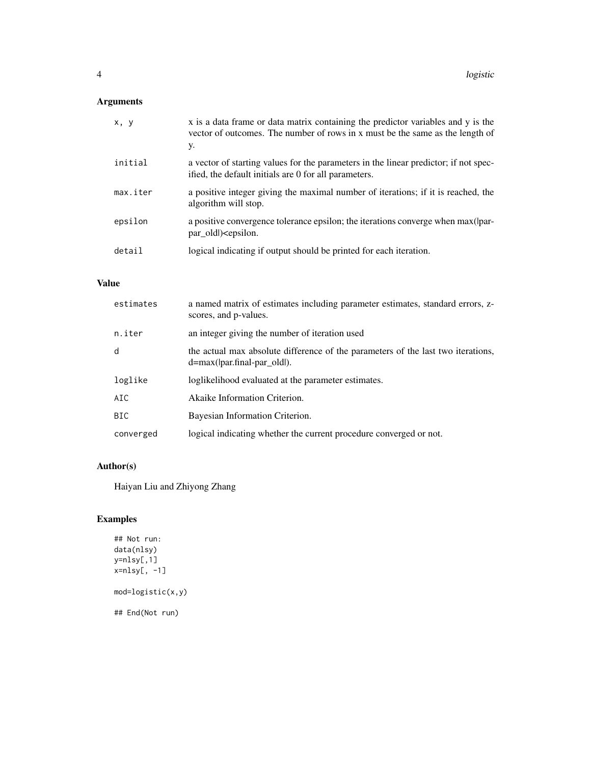## Arguments

| | |
|---|---|
| `x, y` | x is a data frame or data matrix containing the predictor variables and y is the vector of outcomes. The number of rows in x must be the same as the length of y. |
| `initial` | a vector of starting values for the parameters in the linear predictor; if not specified, the default initials are 0 for all parameters. |
| `max.iter` | a positive integer giving the maximal number of iterations; if it is reached, the algorithm will stop. |
| `epsilon` | a positive convergence tolerance epsilon; the iterations converge when max(\|par-par_old\|)<epsilon. |
| `detail` | logical indicating if output should be printed for each iteration. |

## Value

| | |
|---|---|
| `estimates` | a named matrix of estimates including parameter estimates, standard errors, z-scores, and p-values. |
| `n.iter` | an integer giving the number of iteration used |
| `d` | the actual max absolute difference of the parameters of the last two iterations, d=max(\|par.final-par_old\|). |
| `loglike` | loglikelihood evaluated at the parameter estimates. |
| `AIC` | Akaike Information Criterion. |
| `BIC` | Bayesian Information Criterion. |
| `converged` | logical indicating whether the current procedure converged or not. |

## Author(s)

Haiyan Liu and Zhiyong Zhang

## Examples

```
## Not run:
data(nlsy)
y=nlsy[,1]
x=nlsy[, -1]

mod=logistic(x,y)

## End(Not run)
```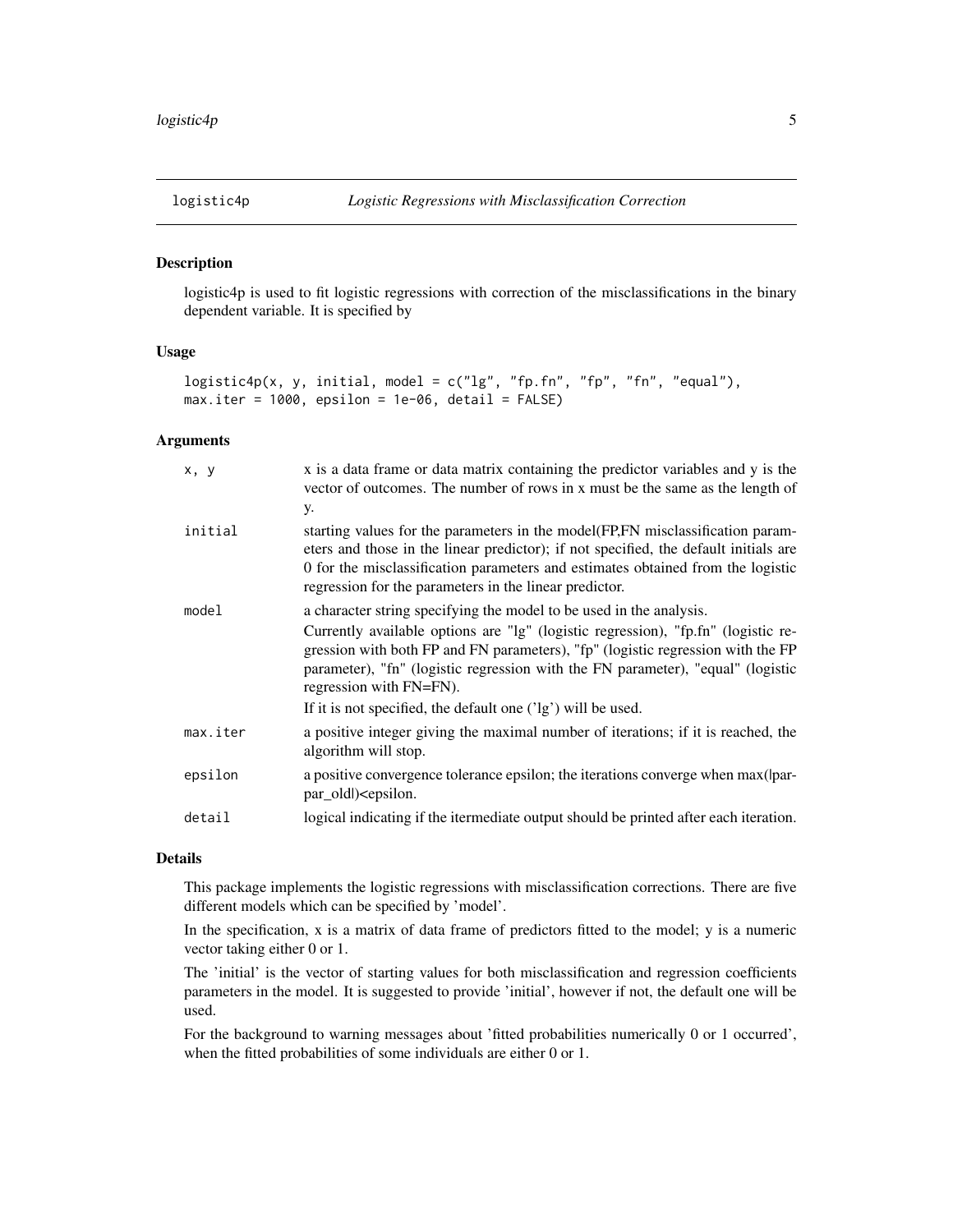# logistic4p — *Logistic Regressions with Misclassification Correction*

## Description

logistic4p is used to fit logistic regressions with correction of the misclassifications in the binary dependent variable. It is specified by

## Usage

```
logistic4p(x, y, initial, model = c("lg", "fp.fn", "fp", "fn", "equal"),
max.iter = 1000, epsilon = 1e-06, detail = FALSE)
```

## Arguments

| | |
|---|---|
| `x, y` | x is a data frame or data matrix containing the predictor variables and y is the vector of outcomes. The number of rows in x must be the same as the length of y. |
| `initial` | starting values for the parameters in the model(FP,FN misclassification parameters and those in the linear predictor); if not specified, the default initials are 0 for the misclassification parameters and estimates obtained from the logistic regression for the parameters in the linear predictor. |
| `model` | a character string specifying the model to be used in the analysis. Currently available options are "lg" (logistic regression), "fp.fn" (logistic regression with both FP and FN parameters), "fp" (logistic regression with the FP parameter), "fn" (logistic regression with the FN parameter), "equal" (logistic regression with FN=FN). If it is not specified, the default one ('lg') will be used. |
| `max.iter` | a positive integer giving the maximal number of iterations; if it is reached, the algorithm will stop. |
| `epsilon` | a positive convergence tolerance epsilon; the iterations converge when max(\|par-par_old\|)<epsilon. |
| `detail` | logical indicating if the itermediate output should be printed after each iteration. |

## Details

This package implements the logistic regressions with misclassification corrections. There are five different models which can be specified by 'model'.

In the specification, x is a matrix of data frame of predictors fitted to the model; y is a numeric vector taking either 0 or 1.

The 'initial' is the vector of starting values for both misclassification and regression coefficients parameters in the model. It is suggested to provide 'initial', however if not, the default one will be used.

For the background to warning messages about 'fitted probabilities numerically 0 or 1 occurred', when the fitted probabilities of some individuals are either 0 or 1.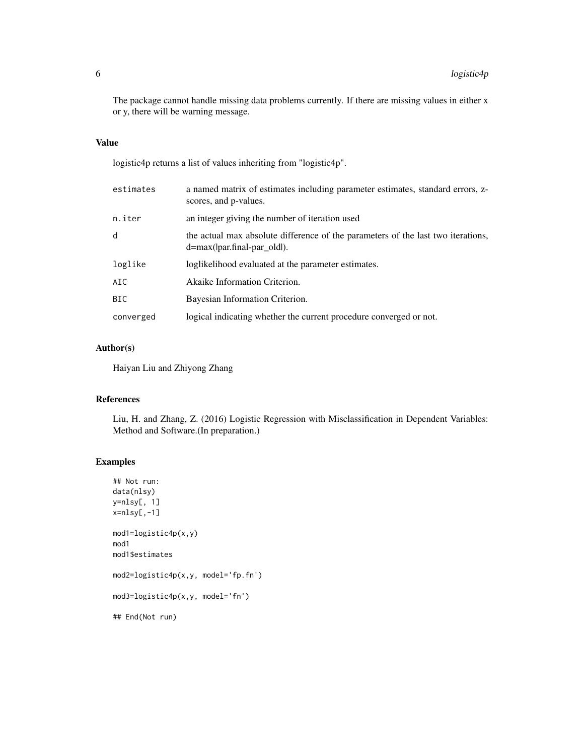The package cannot handle missing data problems currently. If there are missing values in either x or y, there will be warning message.

### Value

logistic4p returns a list of values inheriting from "logistic4p".

| | |
|---|---|
| estimates | a named matrix of estimates including parameter estimates, standard errors, z-scores, and p-values. |
| n.iter | an integer giving the number of iteration used |
| d | the actual max absolute difference of the parameters of the last two iterations, d=max(\|par.final-par_old\|). |
| loglike | loglikelihood evaluated at the parameter estimates. |
| AIC | Akaike Information Criterion. |
| BIC | Bayesian Information Criterion. |
| converged | logical indicating whether the current procedure converged or not. |

### Author(s)

Haiyan Liu and Zhiyong Zhang

### References

Liu, H. and Zhang, Z. (2016) Logistic Regression with Misclassification in Dependent Variables: Method and Software.(In preparation.)

### Examples

```
## Not run:
data(nlsy)
y=nlsy[, 1]
x=nlsy[,-1]

mod1=logistic4p(x,y)
mod1
mod1$estimates

mod2=logistic4p(x,y, model='fp.fn')

mod3=logistic4p(x,y, model='fn')

## End(Not run)
```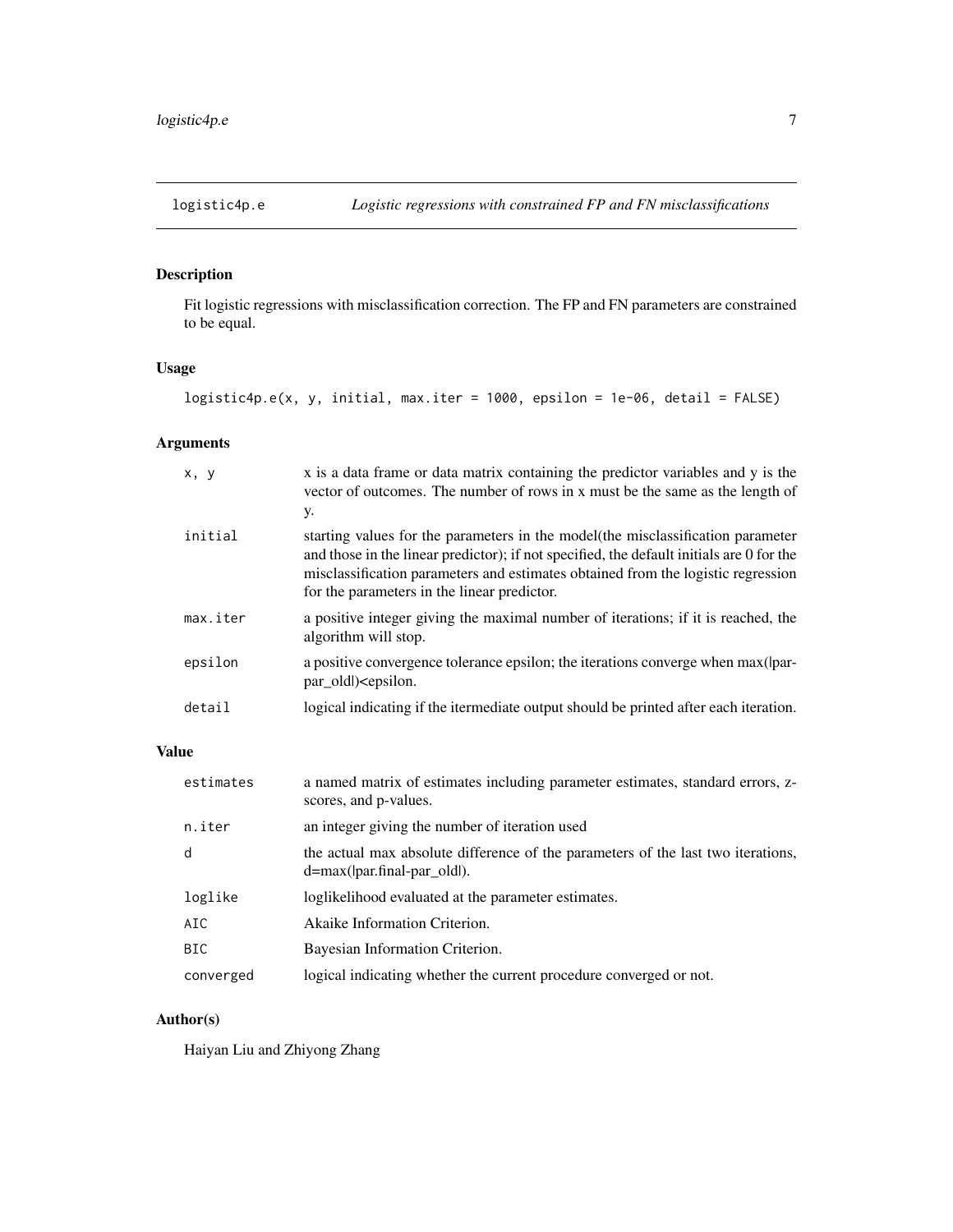## logistic4p.e — *Logistic regressions with constrained FP and FN misclassifications*

### Description

Fit logistic regressions with misclassification correction. The FP and FN parameters are constrained to be equal.

### Usage

```
logistic4p.e(x, y, initial, max.iter = 1000, epsilon = 1e-06, detail = FALSE)
```

### Arguments

| | |
|---|---|
| `x, y` | x is a data frame or data matrix containing the predictor variables and y is the vector of outcomes. The number of rows in x must be the same as the length of y. |
| `initial` | starting values for the parameters in the model(the misclassification parameter and those in the linear predictor); if not specified, the default initials are 0 for the misclassification parameters and estimates obtained from the logistic regression for the parameters in the linear predictor. |
| `max.iter` | a positive integer giving the maximal number of iterations; if it is reached, the algorithm will stop. |
| `epsilon` | a positive convergence tolerance epsilon; the iterations converge when max(\|par-par_old\|)<epsilon. |
| `detail` | logical indicating if the itermediate output should be printed after each iteration. |

### Value

| | |
|---|---|
| `estimates` | a named matrix of estimates including parameter estimates, standard errors, z-scores, and p-values. |
| `n.iter` | an integer giving the number of iteration used |
| `d` | the actual max absolute difference of the parameters of the last two iterations, d=max(\|par.final-par_old\|). |
| `loglike` | loglikelihood evaluated at the parameter estimates. |
| `AIC` | Akaike Information Criterion. |
| `BIC` | Bayesian Information Criterion. |
| `converged` | logical indicating whether the current procedure converged or not. |

### Author(s)

Haiyan Liu and Zhiyong Zhang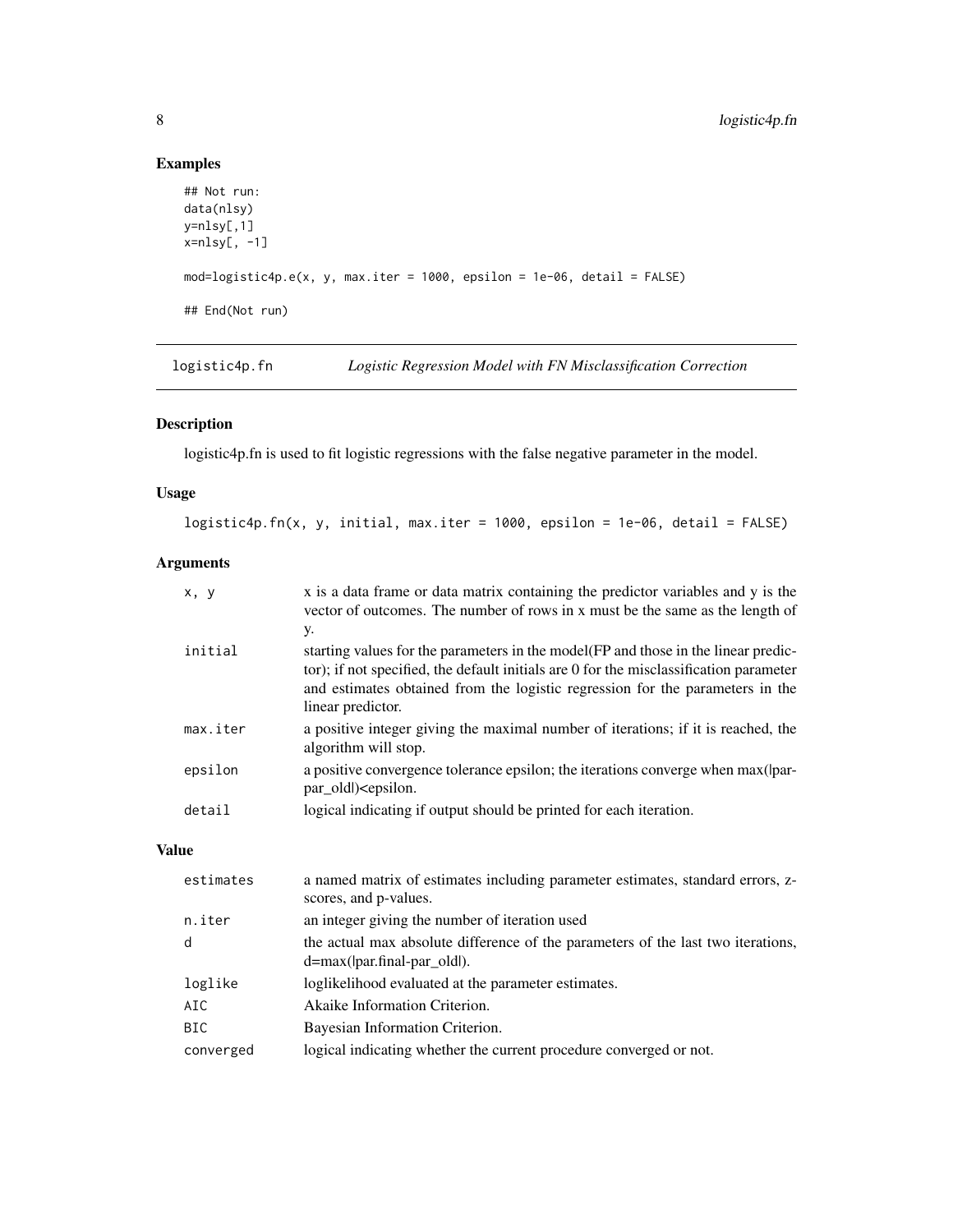## Examples

```
## Not run:
data(nlsy)
y=nlsy[,1]
x=nlsy[, -1]

mod=logistic4p.e(x, y, max.iter = 1000, epsilon = 1e-06, detail = FALSE)

## End(Not run)
```

---

# logistic4p.fn — *Logistic Regression Model with FN Misclassification Correction*

## Description

logistic4p.fn is used to fit logistic regressions with the false negative parameter in the model.

## Usage

```
logistic4p.fn(x, y, initial, max.iter = 1000, epsilon = 1e-06, detail = FALSE)
```

## Arguments

| | |
|---|---|
| x, y | x is a data frame or data matrix containing the predictor variables and y is the vector of outcomes. The number of rows in x must be the same as the length of y. |
| initial | starting values for the parameters in the model(FP and those in the linear predictor); if not specified, the default initials are 0 for the misclassification parameter and estimates obtained from the logistic regression for the parameters in the linear predictor. |
| max.iter | a positive integer giving the maximal number of iterations; if it is reached, the algorithm will stop. |
| epsilon | a positive convergence tolerance epsilon; the iterations converge when max(\|par-par_old\|)<epsilon. |
| detail | logical indicating if output should be printed for each iteration. |

## Value

| | |
|---|---|
| estimates | a named matrix of estimates including parameter estimates, standard errors, z-scores, and p-values. |
| n.iter | an integer giving the number of iteration used |
| d | the actual max absolute difference of the parameters of the last two iterations, d=max(\|par.final-par_old\|). |
| loglike | loglikelihood evaluated at the parameter estimates. |
| AIC | Akaike Information Criterion. |
| BIC | Bayesian Information Criterion. |
| converged | logical indicating whether the current procedure converged or not. |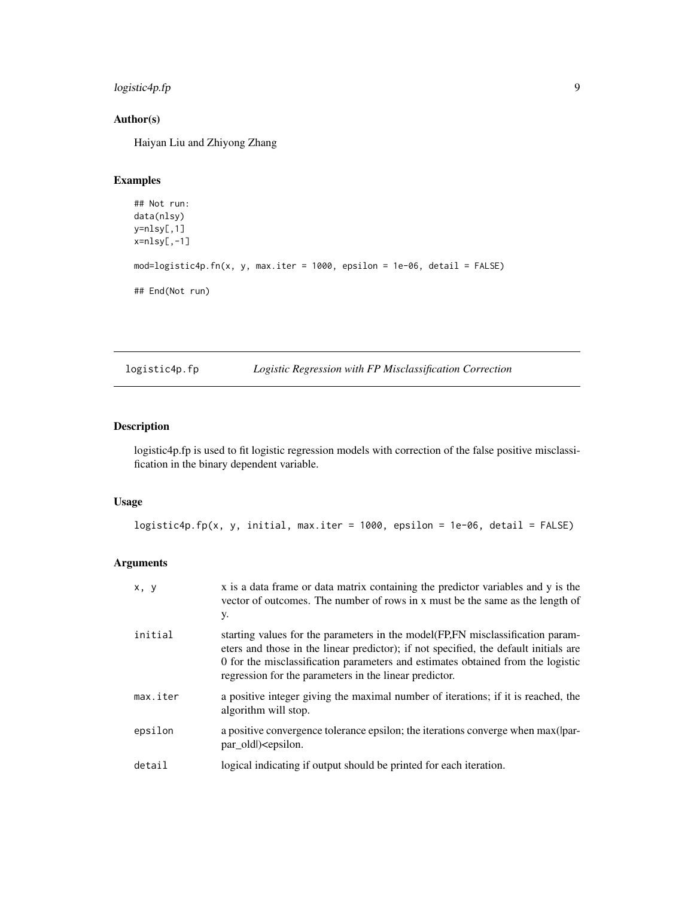## Author(s)

Haiyan Liu and Zhiyong Zhang

## Examples

```
## Not run:
data(nlsy)
y=nlsy[,1]
x=nlsy[,-1]

mod=logistic4p.fn(x, y, max.iter = 1000, epsilon = 1e-06, detail = FALSE)

## End(Not run)
```

---

# logistic4p.fp — *Logistic Regression with FP Misclassification Correction*

---

## Description

logistic4p.fp is used to fit logistic regression models with correction of the false positive misclassification in the binary dependent variable.

## Usage

```
logistic4p.fp(x, y, initial, max.iter = 1000, epsilon = 1e-06, detail = FALSE)
```

## Arguments

| | |
|---|---|
| x, y | x is a data frame or data matrix containing the predictor variables and y is the vector of outcomes. The number of rows in x must be the same as the length of y. |
| initial | starting values for the parameters in the model(FP,FN misclassification parameters and those in the linear predictor); if not specified, the default initials are 0 for the misclassification parameters and estimates obtained from the logistic regression for the parameters in the linear predictor. |
| max.iter | a positive integer giving the maximal number of iterations; if it is reached, the algorithm will stop. |
| epsilon | a positive convergence tolerance epsilon; the iterations converge when max(\|par-par_old\|)<epsilon. |
| detail | logical indicating if output should be printed for each iteration. |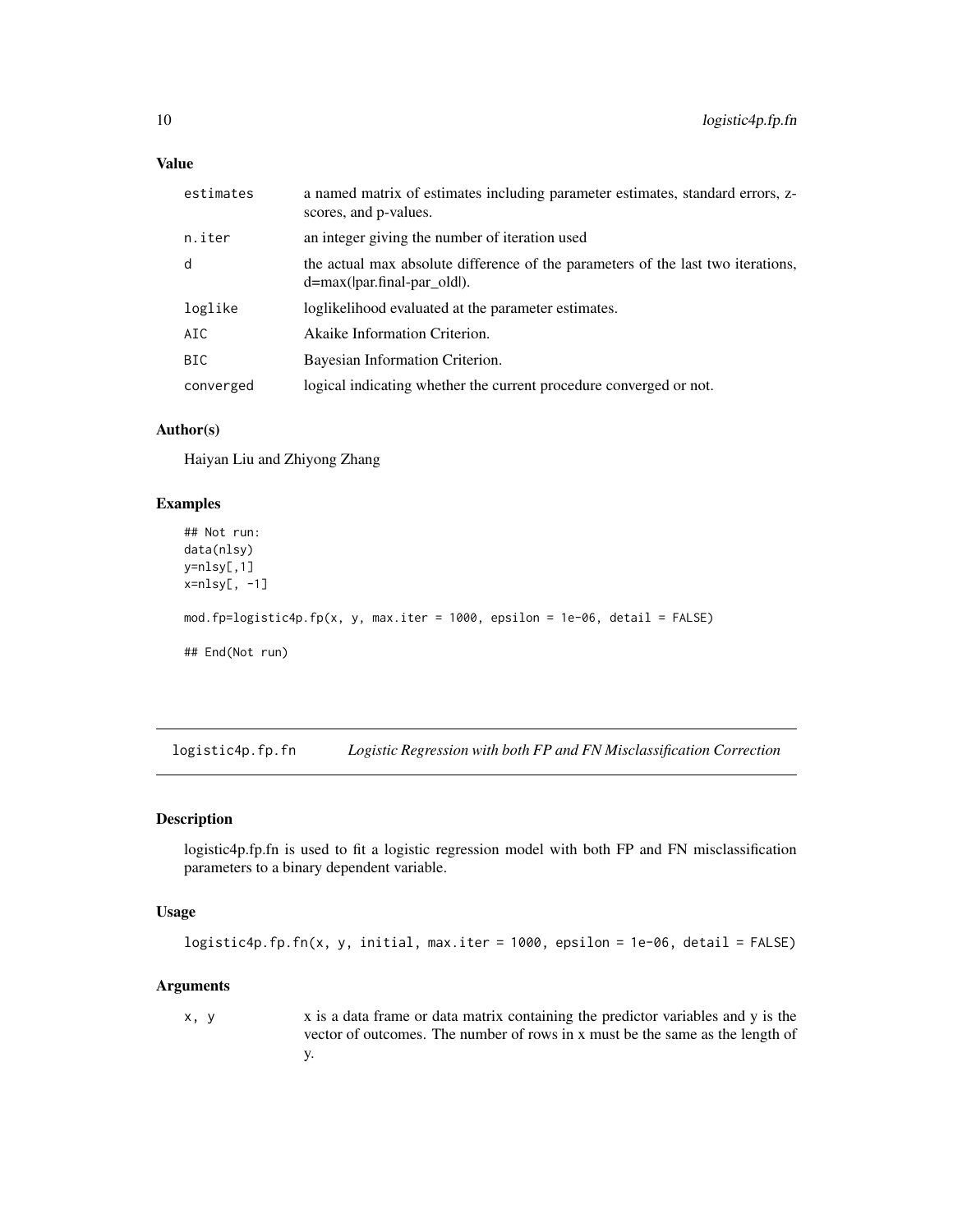### Value

| | |
|---|---|
| estimates | a named matrix of estimates including parameter estimates, standard errors, z-scores, and p-values. |
| n.iter | an integer giving the number of iteration used |
| d | the actual max absolute difference of the parameters of the last two iterations, d=max(\|par.final-par_old\|). |
| loglike | loglikelihood evaluated at the parameter estimates. |
| AIC | Akaike Information Criterion. |
| BIC | Bayesian Information Criterion. |
| converged | logical indicating whether the current procedure converged or not. |

### Author(s)

Haiyan Liu and Zhiyong Zhang

### Examples

```
## Not run:
data(nlsy)
y=nlsy[,1]
x=nlsy[, -1]

mod.fp=logistic4p.fp(x, y, max.iter = 1000, epsilon = 1e-06, detail = FALSE)

## End(Not run)
```

---

## logistic4p.fp.fn — *Logistic Regression with both FP and FN Misclassification Correction*

### Description

logistic4p.fp.fn is used to fit a logistic regression model with both FP and FN misclassification parameters to a binary dependent variable.

### Usage

```
logistic4p.fp.fn(x, y, initial, max.iter = 1000, epsilon = 1e-06, detail = FALSE)
```

### Arguments

| | |
|---|---|
| x, y | x is a data frame or data matrix containing the predictor variables and y is the vector of outcomes. The number of rows in x must be the same as the length of y. |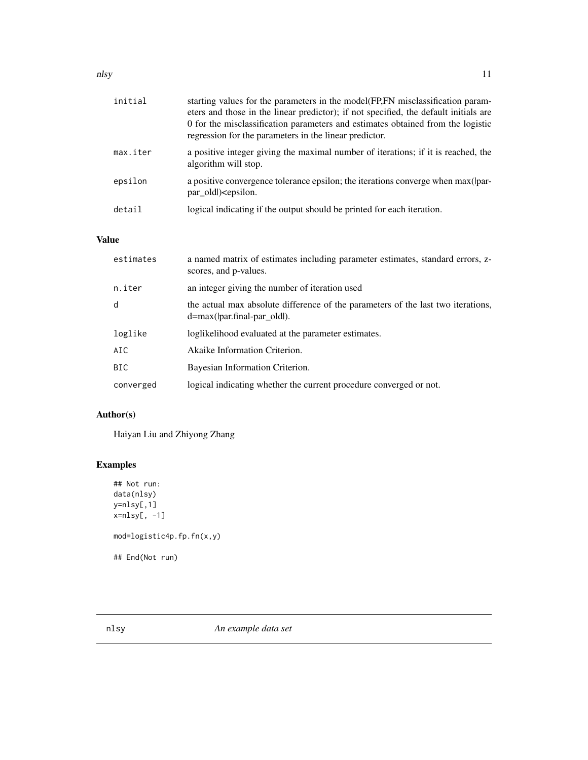| | |
|---|---|
| initial | starting values for the parameters in the model(FP,FN misclassification parameters and those in the linear predictor); if not specified, the default initials are 0 for the misclassification parameters and estimates obtained from the logistic regression for the parameters in the linear predictor. |
| max.iter | a positive integer giving the maximal number of iterations; if it is reached, the algorithm will stop. |
| epsilon | a positive convergence tolerance epsilon; the iterations converge when max(\|par-par_old\|)<epsilon. |
| detail | logical indicating if the output should be printed for each iteration. |

## Value

| | |
|---|---|
| estimates | a named matrix of estimates including parameter estimates, standard errors, z-scores, and p-values. |
| n.iter | an integer giving the number of iteration used |
| d | the actual max absolute difference of the parameters of the last two iterations, d=max(\|par.final-par_old\|). |
| loglike | loglikelihood evaluated at the parameter estimates. |
| AIC | Akaike Information Criterion. |
| BIC | Bayesian Information Criterion. |
| converged | logical indicating whether the current procedure converged or not. |

## Author(s)

Haiyan Liu and Zhiyong Zhang

## Examples

```
## Not run:
data(nlsy)
y=nlsy[,1]
x=nlsy[, -1]

mod=logistic4p.fp.fn(x,y)

## End(Not run)
```

---

# nlsy    *An example data set*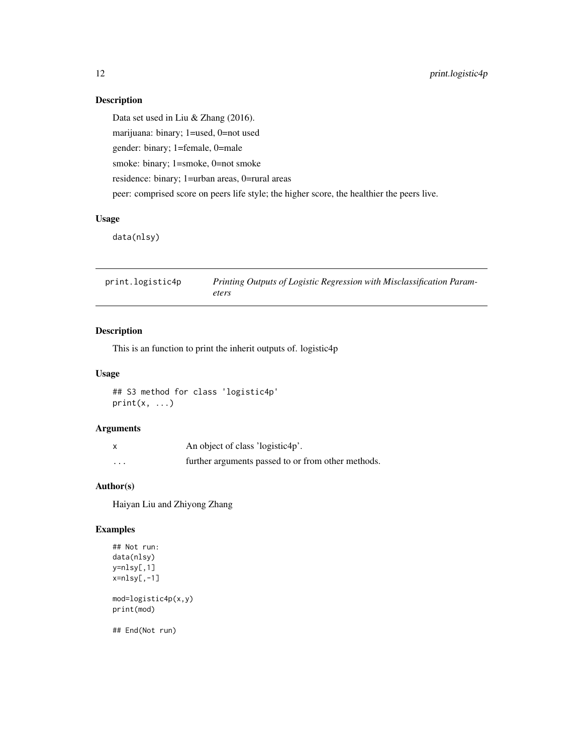## Description

Data set used in Liu & Zhang (2016).

marijuana: binary; 1=used, 0=not used

gender: binary; 1=female, 0=male

smoke: binary; 1=smoke, 0=not smoke

residence: binary; 1=urban areas, 0=rural areas

peer: comprised score on peers life style; the higher score, the healthier the peers live.

## Usage

```
data(nlsy)
```

---

# print.logistic4p — *Printing Outputs of Logistic Regression with Misclassification Parameters*

---

## Description

This is an function to print the inherit outputs of. logistic4p

## Usage

```
## S3 method for class 'logistic4p'
print(x, ...)
```

## Arguments

| | |
|---|---|
| x | An object of class 'logistic4p'. |
| ... | further arguments passed to or from other methods. |

## Author(s)

Haiyan Liu and Zhiyong Zhang

## Examples

```
## Not run:
data(nlsy)
y=nlsy[,1]
x=nlsy[,-1]

mod=logistic4p(x,y)
print(mod)

## End(Not run)
```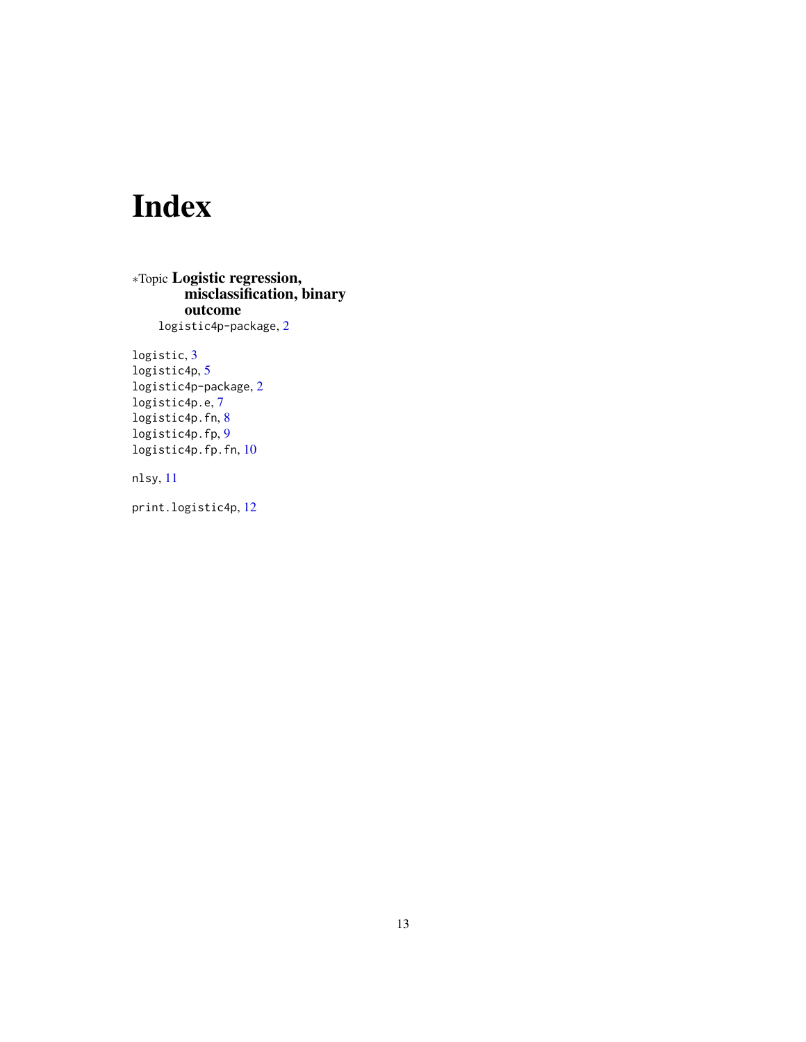# Index

∗Topic **Logistic regression, misclassification, binary outcome**

logistic4p-package, 2

logistic, 3
logistic4p, 5
logistic4p-package, 2
logistic4p.e, 7
logistic4p.fn, 8
logistic4p.fp, 9
logistic4p.fp.fn, 10

nlsy, 11

print.logistic4p, 12